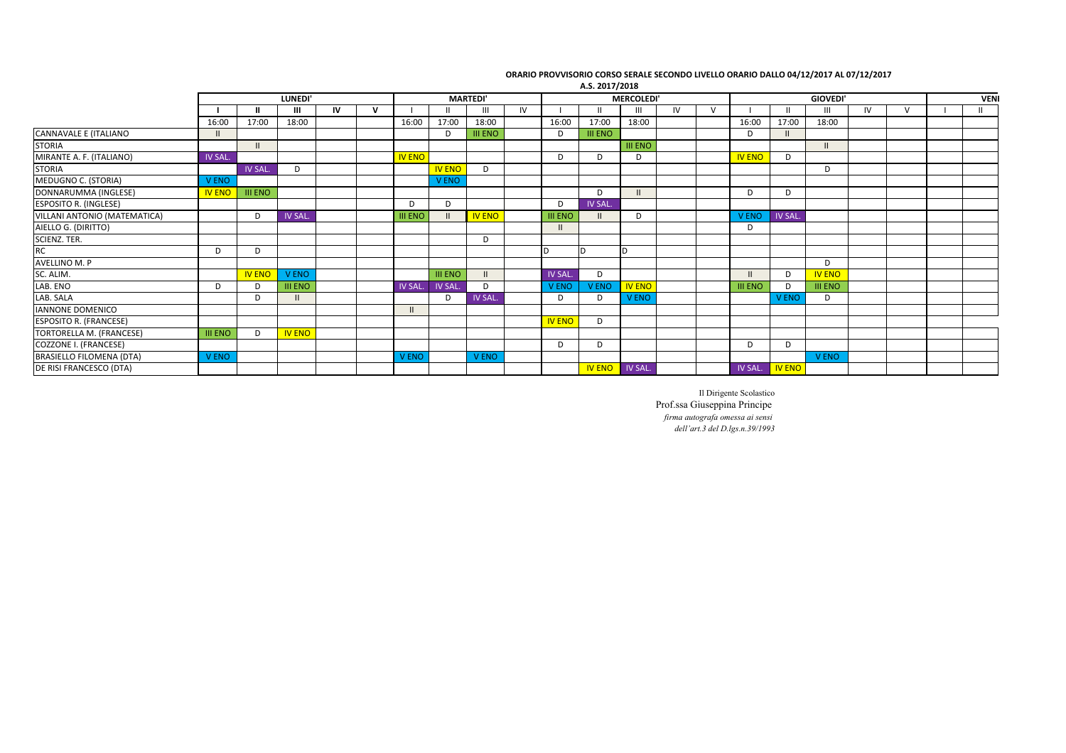**ORARIO PROVVISORIO CORSO SERALE SECONDO LIVELLO ORARIO DALLO 04/12/2017 AL 07/12/2017**

**A.S. 2017/2018**

| | LUNEDI' | | | | | MARTEDI' | | | | MERCOLEDI' | | | | | GIOVEDI' | | | | | VENI | |
|---|---|---|---|---|---|---|---|---|---|---|---|---|---|---|---|---|---|---|---|---|---|
| | I | II | III | IV | V | I | II | III | IV | I | II | III | IV | V | I | II | III | IV | V | I | II |
| | 16:00 | 17:00 | 18:00 | | | 16:00 | 17:00 | 18:00 | | 16:00 | 17:00 | 18:00 | | | 16:00 | 17:00 | 18:00 | | | | |
| CANNAVALE E (ITALIANO | II | | | | | | D | III ENO | | D | III ENO | | | | D | II | | | | | |
| STORIA | | II | | | | | | | | | | III ENO | | | | | II | | | | |
| MIRANTE A. F. (ITALIANO) | IV SAL. | | | | | IV ENO | | | | D | D | D | | | IV ENO | D | | | | | |
| STORIA | | IV SAL. | D | | | | IV ENO | D | | | | | | | | | D | | | | |
| MEDUGNO C. (STORIA) | V ENO | | | | | | V ENO | | | | | | | | | | | | | | |
| DONNARUMMA (INGLESE) | IV ENO | III ENO | | | | | | | | | D | II | | | D | D | | | | | |
| ESPOSITO R. (INGLESE) | | | | | | D | D | | | D | IV SAL. | | | | | | | | | | |
| VILLANI ANTONIO (MATEMATICA) | | D | IV SAL. | | | III ENO | II | IV ENO | | III ENO | II | D | | | V ENO | IV SAL. | | | | | |
| AIELLO G. (DIRITTO) | | | | | | | | | | II | | | | | D | | | | | | |
| SCIENZ. TER. | | | | | | | | D | | | | | | | | | | | | | |
| RC | D | D | | | | | | | | D | D | D | | | | | | | | | |
| AVELLINO M. P | | | | | | | | | | | | | | | | | D | | | | |
| SC. ALIM. | | IV ENO | V ENO | | | | III ENO | II | | IV SAL. | D | | | | II | D | IV ENO | | | | |
| LAB. ENO | D | D | III ENO | | | IV SAL. | IV SAL. | D | | V ENO | V ENO | IV ENO | | | III ENO | D | III ENO | | | | |
| LAB. SALA | | D | II | | | | D | IV SAL. | | D | D | V ENO | | | | V ENO | D | | | | |
| IANNONE DOMENICO | | | | | | II | | | | | | | | | | | | | | | |
| ESPOSITO R. (FRANCESE) | | | | | | | | | | IV ENO | D | | | | | | | | | | |
| TORTORELLA M. (FRANCESE) | III ENO | D | IV ENO | | | | | | | | | | | | | | | | | | |
| COZZONE I. (FRANCESE) | | | | | | | | | | D | D | | | | D | D | | | | | |
| BRASIELLO FILOMENA (DTA) | V ENO | | | | | V ENO | | V ENO | | | | | | | | | V ENO | | | | |
| DE RISI FRANCESCO (DTA) | | | | | | | | | | | IV ENO | IV SAL. | | | IV SAL. | IV ENO | | | | | |

Il Dirigente Scolastico
Prof.ssa Giuseppina Principe
*firma autografa omessa ai sensi dell'art.3 del D.lgs.n.39/1993*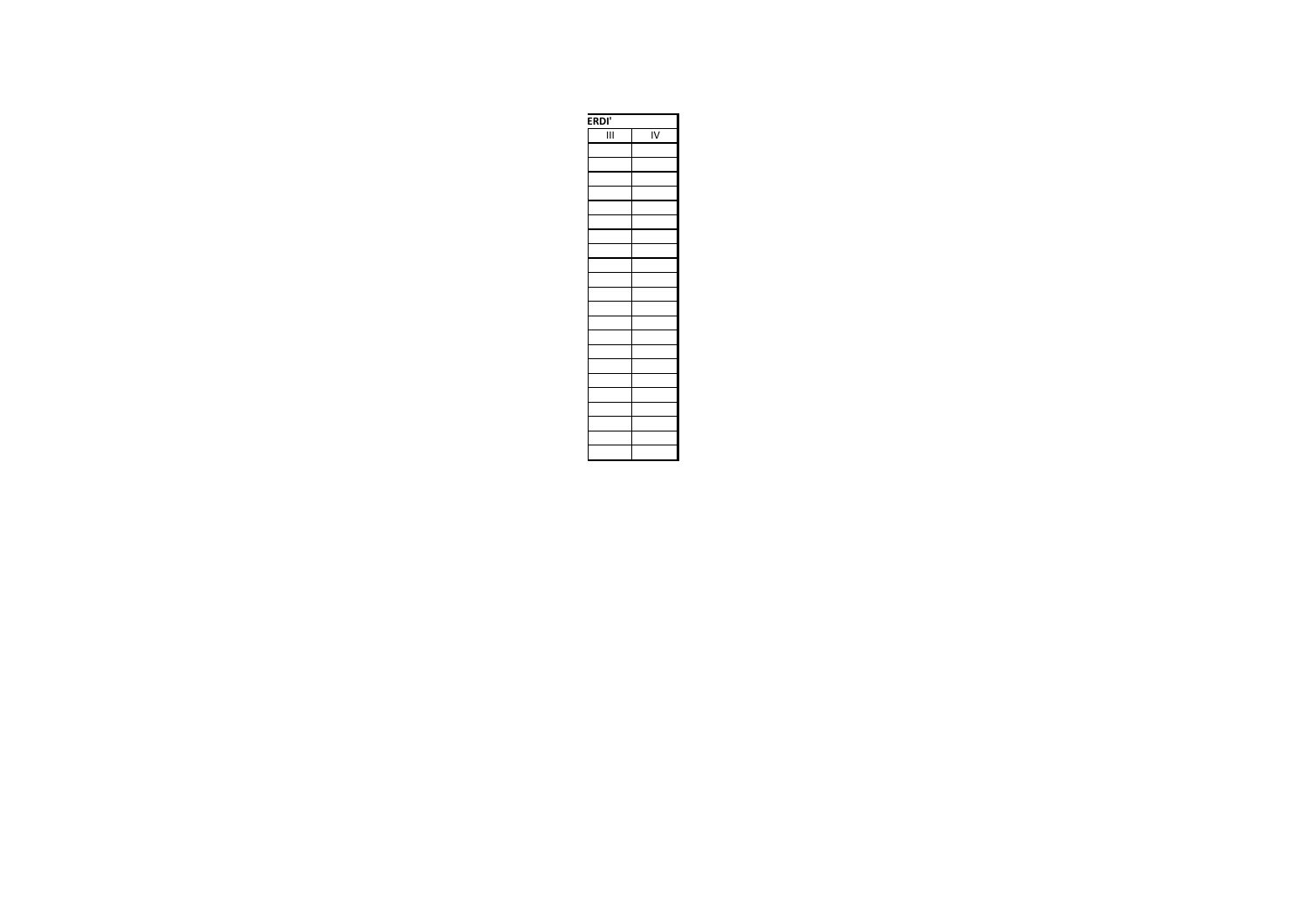| ERDI' | |
|---|---|
| III | IV |
| | |
| | |
| | |
| | |
| | |
| | |
| | |
| | |
| | |
| | |
| | |
| | |
| | |
| | |
| | |
| | |
| | |
| | |
| | |
| | |
| | |
| | |